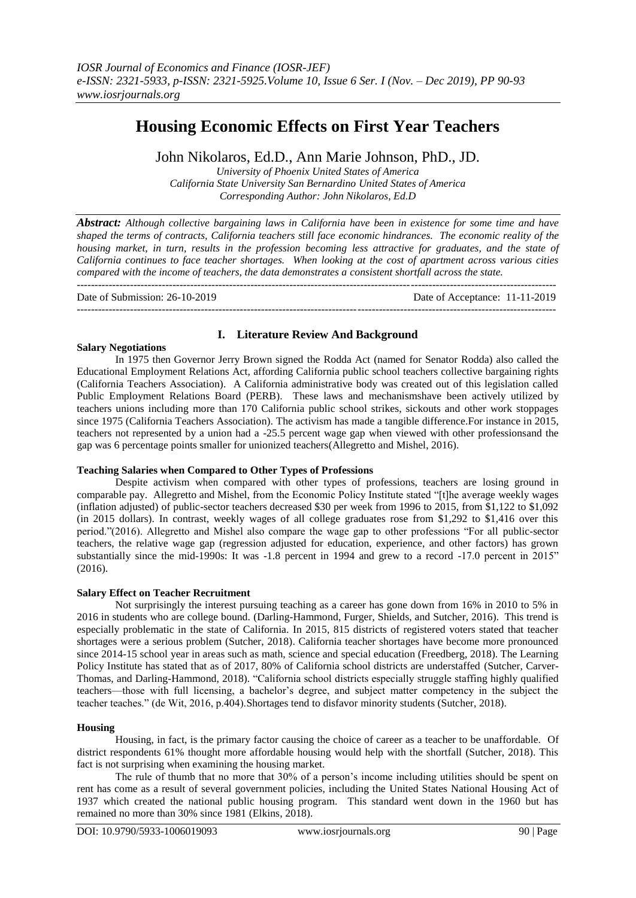# Housing Economic Effects on First Year Teachers

John Nikolaros, Ed.D., Ann Marie Johnson, PhD., JD.

*University of Phoenix United States of America*
*California State University San Bernardino United States of America*
*Corresponding Author: John Nikolaros, Ed.D*

***Abstract:** Although collective bargaining laws in California have been in existence for some time and have shaped the terms of contracts, California teachers still face economic hindrances. The economic reality of the housing market, in turn, results in the profession becoming less attractive for graduates, and the state of California continues to face teacher shortages. When looking at the cost of apartment across various cities compared with the income of teachers, the data demonstrates a consistent shortfall across the state.*

---

Date of Submission: 26-10-2019 Date of Acceptance: 11-11-2019

---

## I. Literature Review And Background

### Salary Negotiations

In 1975 then Governor Jerry Brown signed the Rodda Act (named for Senator Rodda) also called the Educational Employment Relations Act, affording California public school teachers collective bargaining rights (California Teachers Association). A California administrative body was created out of this legislation called Public Employment Relations Board (PERB). These laws and mechanismshave been actively utilized by teachers unions including more than 170 California public school strikes, sickouts and other work stoppages since 1975 (California Teachers Association). The activism has made a tangible difference.For instance in 2015, teachers not represented by a union had a -25.5 percent wage gap when viewed with other professionsand the gap was 6 percentage points smaller for unionized teachers(Allegretto and Mishel, 2016).

### Teaching Salaries when Compared to Other Types of Professions

Despite activism when compared with other types of professions, teachers are losing ground in comparable pay. Allegretto and Mishel, from the Economic Policy Institute stated "[t]he average weekly wages (inflation adjusted) of public-sector teachers decreased $30 per week from 1996 to 2015, from $1,122 to $1,092 (in 2015 dollars). In contrast, weekly wages of all college graduates rose from $1,292 to $1,416 over this period."(2016). Allegretto and Mishel also compare the wage gap to other professions "For all public-sector teachers, the relative wage gap (regression adjusted for education, experience, and other factors) has grown substantially since the mid-1990s: It was -1.8 percent in 1994 and grew to a record -17.0 percent in 2015" (2016).

### Salary Effect on Teacher Recruitment

Not surprisingly the interest pursuing teaching as a career has gone down from 16% in 2010 to 5% in 2016 in students who are college bound. (Darling-Hammond, Furger, Shields, and Sutcher, 2016). This trend is especially problematic in the state of California. In 2015, 815 districts of registered voters stated that teacher shortages were a serious problem (Sutcher, 2018). California teacher shortages have become more pronounced since 2014-15 school year in areas such as math, science and special education (Freedberg, 2018). The Learning Policy Institute has stated that as of 2017, 80% of California school districts are understaffed (Sutcher, Carver-Thomas, and Darling-Hammond, 2018). "California school districts especially struggle staffing highly qualified teachers—those with full licensing, a bachelor's degree, and subject matter competency in the subject the teacher teaches." (de Wit, 2016, p.404).Shortages tend to disfavor minority students (Sutcher, 2018).

### Housing

Housing, in fact, is the primary factor causing the choice of career as a teacher to be unaffordable. Of district respondents 61% thought more affordable housing would help with the shortfall (Sutcher, 2018). This fact is not surprising when examining the housing market.

The rule of thumb that no more that 30% of a person's income including utilities should be spent on rent has come as a result of several government policies, including the United States National Housing Act of 1937 which created the national public housing program. This standard went down in the 1960 but has remained no more than 30% since 1981 (Elkins, 2018).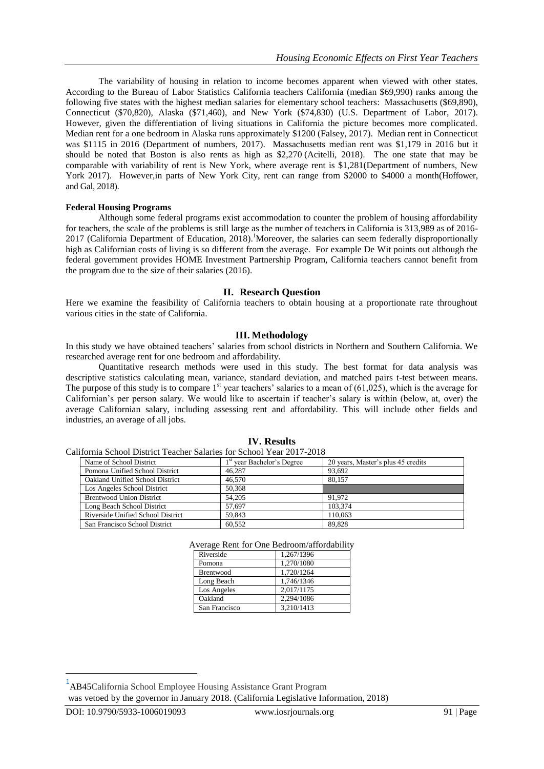The variability of housing in relation to income becomes apparent when viewed with other states. According to the Bureau of Labor Statistics California teachers California (median $69,990) ranks among the following five states with the highest median salaries for elementary school teachers: Massachusetts ($69,890), Connecticut ($70,820), Alaska ($71,460), and New York ($74,830) (U.S. Department of Labor, 2017). However, given the differentiation of living situations in California the picture becomes more complicated. Median rent for a one bedroom in Alaska runs approximately $1200 (Falsey, 2017). Median rent in Connecticut was $1115 in 2016 (Department of numbers, 2017). Massachusetts median rent was $1,179 in 2016 but it should be noted that Boston is also rents as high as $2,270 (Acitelli, 2018). The one state that may be comparable with variability of rent is New York, where average rent is $1,281(Department of numbers, New York 2017). However,in parts of New York City, rent can range from $2000 to $4000 a month(Hoffower, and Gal, 2018).

**Federal Housing Programs**

Although some federal programs exist accommodation to counter the problem of housing affordability for teachers, the scale of the problems is still large as the number of teachers in California is 313,989 as of 2016-2017 (California Department of Education, 2018).[1]Moreover, the salaries can seem federally disproportionally high as Californian costs of living is so different from the average. For example De Wit points out although the federal government provides HOME Investment Partnership Program, California teachers cannot benefit from the program due to the size of their salaries (2016).

## II. Research Question

Here we examine the feasibility of California teachers to obtain housing at a proportionate rate throughout various cities in the state of California.

## III. Methodology

In this study we have obtained teachers' salaries from school districts in Northern and Southern California. We researched average rent for one bedroom and affordability.

Quantitative research methods were used in this study. The best format for data analysis was descriptive statistics calculating mean, variance, standard deviation, and matched pairs t-test between means. The purpose of this study is to compare 1st year teachers' salaries to a mean of (61,025), which is the average for Californian's per person salary. We would like to ascertain if teacher's salary is within (below, at, over) the average Californian salary, including assessing rent and affordability. This will include other fields and industries, an average of all jobs.

## IV. Results

California School District Teacher Salaries for School Year 2017-2018

| Name of School District | 1st year Bachelor's Degree | 20 years, Master's plus 45 credits |
|---|---|---|
| Pomona Unified School District | 46,287 | 93,692 |
| Oakland Unified School District | 46,570 | 80,157 |
| Los Angeles School District | 50,368 | |
| Brentwood Union District | 54,205 | 91,972 |
| Long Beach School District | 57,697 | 103,374 |
| Riverside Unified School District | 59,843 | 110,063 |
| San Francisco School District | 60,552 | 89,828 |

Average Rent for One Bedroom/affordability

| | |
|---|---|
| Riverside | 1,267/1396 |
| Pomona | 1,270/1080 |
| Brentwood | 1,720/1264 |
| Long Beach | 1,746/1346 |
| Los Angeles | 2,017/1175 |
| Oakland | 2,294/1086 |
| San Francisco | 3,210/1413 |

[1] AB45California School Employee Housing Assistance Grant Program was vetoed by the governor in January 2018. (California Legislative Information, 2018)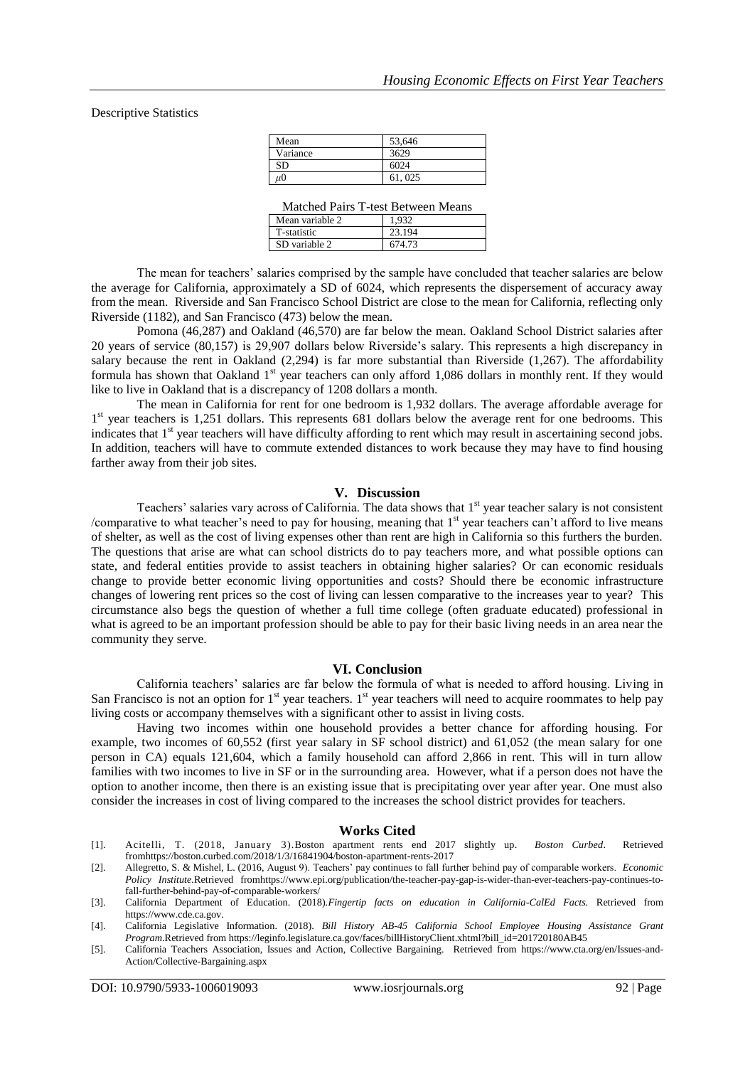Descriptive Statistics

| Mean | 53,646 |
|---|---|
| Variance | 3629 |
| SD | 6024 |
| $\mu 0$ | 61, 025 |

Matched Pairs T-test Between Means

| Mean variable 2 | 1,932 |
|---|---|
| T-statistic | 23.194 |
| SD variable 2 | 674.73 |

The mean for teachers' salaries comprised by the sample have concluded that teacher salaries are below the average for California, approximately a SD of 6024, which represents the dispersement of accuracy away from the mean. Riverside and San Francisco School District are close to the mean for California, reflecting only Riverside (1182), and San Francisco (473) below the mean.

Pomona (46,287) and Oakland (46,570) are far below the mean. Oakland School District salaries after 20 years of service (80,157) is 29,907 dollars below Riverside's salary. This represents a high discrepancy in salary because the rent in Oakland (2,294) is far more substantial than Riverside (1,267). The affordability formula has shown that Oakland 1st year teachers can only afford 1,086 dollars in monthly rent. If they would like to live in Oakland that is a discrepancy of 1208 dollars a month.

The mean in California for rent for one bedroom is 1,932 dollars. The average affordable average for 1st year teachers is 1,251 dollars. This represents 681 dollars below the average rent for one bedrooms. This indicates that 1st year teachers will have difficulty affording to rent which may result in ascertaining second jobs. In addition, teachers will have to commute extended distances to work because they may have to find housing farther away from their job sites.

## V. Discussion

Teachers' salaries vary across of California. The data shows that 1st year teacher salary is not consistent /comparative to what teacher's need to pay for housing, meaning that 1st year teachers can't afford to live means of shelter, as well as the cost of living expenses other than rent are high in California so this furthers the burden. The questions that arise are what can school districts do to pay teachers more, and what possible options can state, and federal entities provide to assist teachers in obtaining higher salaries? Or can economic residuals change to provide better economic living opportunities and costs? Should there be economic infrastructure changes of lowering rent prices so the cost of living can lessen comparative to the increases year to year? This circumstance also begs the question of whether a full time college (often graduate educated) professional in what is agreed to be an important profession should be able to pay for their basic living needs in an area near the community they serve.

## VI. Conclusion

California teachers' salaries are far below the formula of what is needed to afford housing. Living in San Francisco is not an option for 1st year teachers. 1st year teachers will need to acquire roommates to help pay living costs or accompany themselves with a significant other to assist in living costs.

Having two incomes within one household provides a better chance for affording housing. For example, two incomes of 60,552 (first year salary in SF school district) and 61,052 (the mean salary for one person in CA) equals 121,604, which a family household can afford 2,866 in rent. This will in turn allow families with two incomes to live in SF or in the surrounding area. However, what if a person does not have the option to another income, then there is an existing issue that is precipitating over year after year. One must also consider the increases in cost of living compared to the increases the school district provides for teachers.

## Works Cited

[1]. Acitelli, T. (2018, January 3).Boston apartment rents end 2017 slightly up. *Boston Curbed*. Retrieved fromhttps://boston.curbed.com/2018/1/3/16841904/boston-apartment-rents-2017

[2]. Allegretto, S. & Mishel, L. (2016, August 9). Teachers' pay continues to fall further behind pay of comparable workers. *Economic Policy Institute*.Retrieved fromhttps://www.epi.org/publication/the-teacher-pay-gap-is-wider-than-ever-teachers-pay-continues-to-fall-further-behind-pay-of-comparable-workers/

[3]. California Department of Education. (2018).*Fingertip facts on education in California-CalEd Facts*. Retrieved from https://www.cde.ca.gov.

[4]. California Legislative Information. (2018). *Bill History AB-45 California School Employee Housing Assistance Grant Program*.Retrieved from https://leginfo.legislature.ca.gov/faces/billHistoryClient.xhtml?bill_id=201720180AB45

[5]. California Teachers Association, Issues and Action, Collective Bargaining. Retrieved from https://www.cta.org/en/Issues-and-Action/Collective-Bargaining.aspx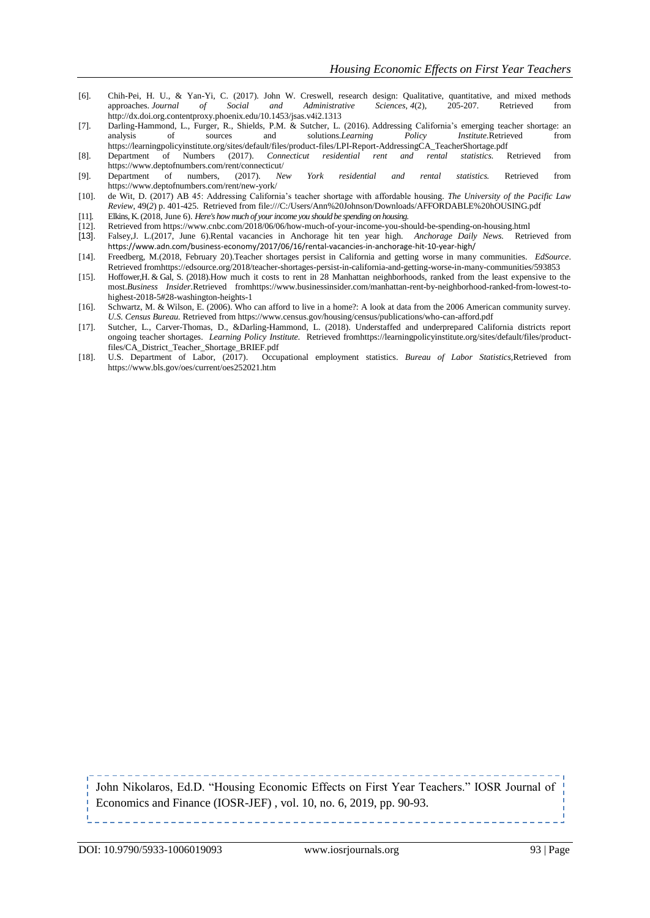[6]. Chih-Pei, H. U., & Yan-Yi, C. (2017). John W. Creswell, research design: Qualitative, quantitative, and mixed methods approaches. *Journal of Social and Administrative Sciences, 4*(2), 205-207. Retrieved from http://dx.doi.org.contentproxy.phoenix.edu/10.1453/jsas.v4i2.1313

[7]. Darling-Hammond, L., Furger, R., Shields, P.M. & Sutcher, L. (2016). Addressing California's emerging teacher shortage: an analysis of sources and solutions.*Learning Policy Institute*.Retrieved from https://learningpolicyinstitute.org/sites/default/files/product-files/LPI-Report-AddressingCA_TeacherShortage.pdf

[8]. Department of Numbers (2017). *Connecticut residential rent and rental statistics.* Retrieved from https://www.deptofnumbers.com/rent/connecticut/

[9]. Department of numbers, (2017). *New York residential and rental statistics.* Retrieved from https://www.deptofnumbers.com/rent/new-york/

[10]. de Wit, D. (2017) AB 45: Addressing California's teacher shortage with affordable housing. *The University of the Pacific Law Review*, 49(*2*) p. 401-425. Retrieved from file:///C:/Users/Ann%20Johnson/Downloads/AFFORDABLE%20hOUSING.pdf

[11]. Elkins, K. (2018, June 6). *Here's how much of your income you should be spending on housing.*

[12]. Retrieved from https://www.cnbc.com/2018/06/06/how-much-of-your-income-you-should-be-spending-on-housing.html

[13]. Falsey,J. L.(2017, June 6).Rental vacancies in Anchorage hit ten year high. *Anchorage Daily News.* Retrieved from https://www.adn.com/business-economy/2017/06/16/rental-vacancies-in-anchorage-hit-10-year-high/

[14]. Freedberg, M.(2018, February 20).Teacher shortages persist in California and getting worse in many communities. *EdSource*. Retrieved fromhttps://edsource.org/2018/teacher-shortages-persist-in-california-and-getting-worse-in-many-communities/593853

[15]. Hoffower,H. & Gal, S. (2018).How much it costs to rent in 28 Manhattan neighborhoods, ranked from the least expensive to the most.*Business Insider*.Retrieved fromhttps://www.businessinsider.com/manhattan-rent-by-neighborhood-ranked-from-lowest-to-highest-2018-5#28-washington-heights-1

[16]. Schwartz, M. & Wilson, E. (2006). Who can afford to live in a home?: A look at data from the 2006 American community survey. *U.S. Census Bureau.* Retrieved from https://www.census.gov/housing/census/publications/who-can-afford.pdf

[17]. Sutcher, L., Carver-Thomas, D., &Darling-Hammond, L. (2018). Understaffed and underprepared California districts report ongoing teacher shortages. *Learning Policy Institute.* Retrieved fromhttps://learningpolicyinstitute.org/sites/default/files/product-files/CA_District_Teacher_Shortage_BRIEF.pdf

[18]. U.S. Department of Labor, (2017). Occupational employment statistics. *Bureau of Labor Statistics*,Retrieved from https://www.bls.gov/oes/current/oes252021.htm

John Nikolaros, Ed.D. "Housing Economic Effects on First Year Teachers." IOSR Journal of Economics and Finance (IOSR-JEF) , vol. 10, no. 6, 2019, pp. 90-93.